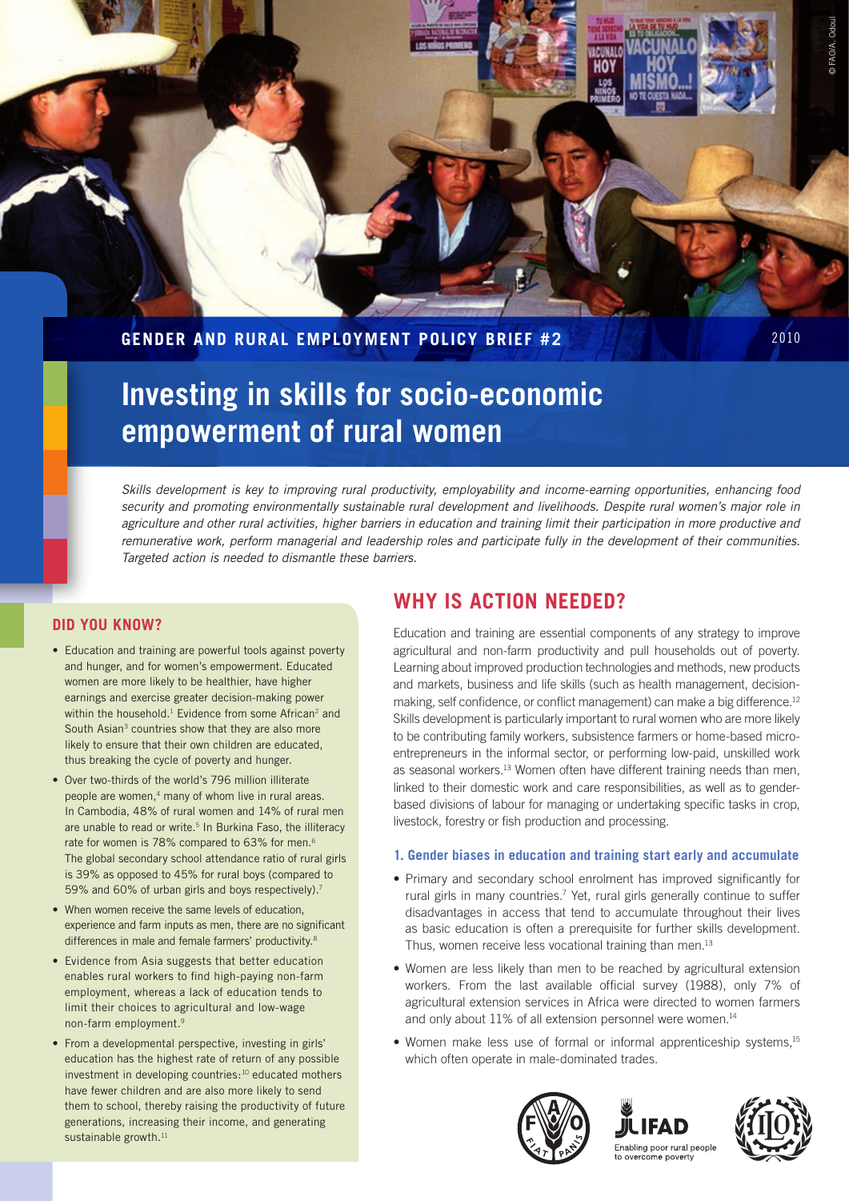**GENDER AND RURAL EMPLOYMENT POLICY BRIEF #2** 2010

# Investing in skills for socio-economic empowerment of rural women

*Skills development is key to improving rural productivity, employability and income-earning opportunities, enhancing food security and promoting environmentally sustainable rural development and livelihoods. Despite rural women's major role in agriculture and other rural activities, higher barriers in education and training limit their participation in more productive and remunerative work, perform managerial and leadership roles and participate fully in the development of their communities. Targeted action is needed to dismantle these barriers.*

## WHY IS ACTION NEEDED?

Education and training are essential components of any strategy to improve agricultural and non-farm productivity and pull households out of poverty. Learning about improved production technologies and methods, new products and markets, business and life skills (such as health management, decision-making, self confidence, or conflict management) can make a big difference.[12] Skills development is particularly important to rural women who are more likely to be contributing family workers, subsistence farmers or home-based micro-entrepreneurs in the informal sector, or performing low-paid, unskilled work as seasonal workers.[13] Women often have different training needs than men, linked to their domestic work and care responsibilities, as well as to gender-based divisions of labour for managing or undertaking specific tasks in crop, livestock, forestry or fish production and processing.

### 1. Gender biases in education and training start early and accumulate

- Primary and secondary school enrolment has improved significantly for rural girls in many countries.[7] Yet, rural girls generally continue to suffer disadvantages in access that tend to accumulate throughout their lives as basic education is often a prerequisite for further skills development. Thus, women receive less vocational training than men.[13]
- Women are less likely than men to be reached by agricultural extension workers. From the last available official survey (1988), only 7% of agricultural extension services in Africa were directed to women farmers and only about 11% of all extension personnel were women.[14]
- Women make less use of formal or informal apprenticeship systems,[15] which often operate in male-dominated trades.

## DID YOU KNOW?

- Education and training are powerful tools against poverty and hunger, and for women's empowerment. Educated women are more likely to be healthier, have higher earnings and exercise greater decision-making power within the household.[1] Evidence from some African[2] and South Asian[3] countries show that they are also more likely to ensure that their own children are educated, thus breaking the cycle of poverty and hunger.
- Over two-thirds of the world's 796 million illiterate people are women,[4] many of whom live in rural areas. In Cambodia, 48% of rural women and 14% of rural men are unable to read or write.[5] In Burkina Faso, the illiteracy rate for women is 78% compared to 63% for men.[6] The global secondary school attendance ratio of rural girls is 39% as opposed to 45% for rural boys (compared to 59% and 60% of urban girls and boys respectively).[7]
- When women receive the same levels of education, experience and farm inputs as men, there are no significant differences in male and female farmers' productivity.[8]
- Evidence from Asia suggests that better education enables rural workers to find high-paying non-farm employment, whereas a lack of education tends to limit their choices to agricultural and low-wage non-farm employment.[9]
- From a developmental perspective, investing in girls' education has the highest rate of return of any possible investment in developing countries:[10] educated mothers have fewer children and are also more likely to send them to school, thereby raising the productivity of future generations, increasing their income, and generating sustainable growth.[11]

IFAD — Enabling poor rural people to overcome poverty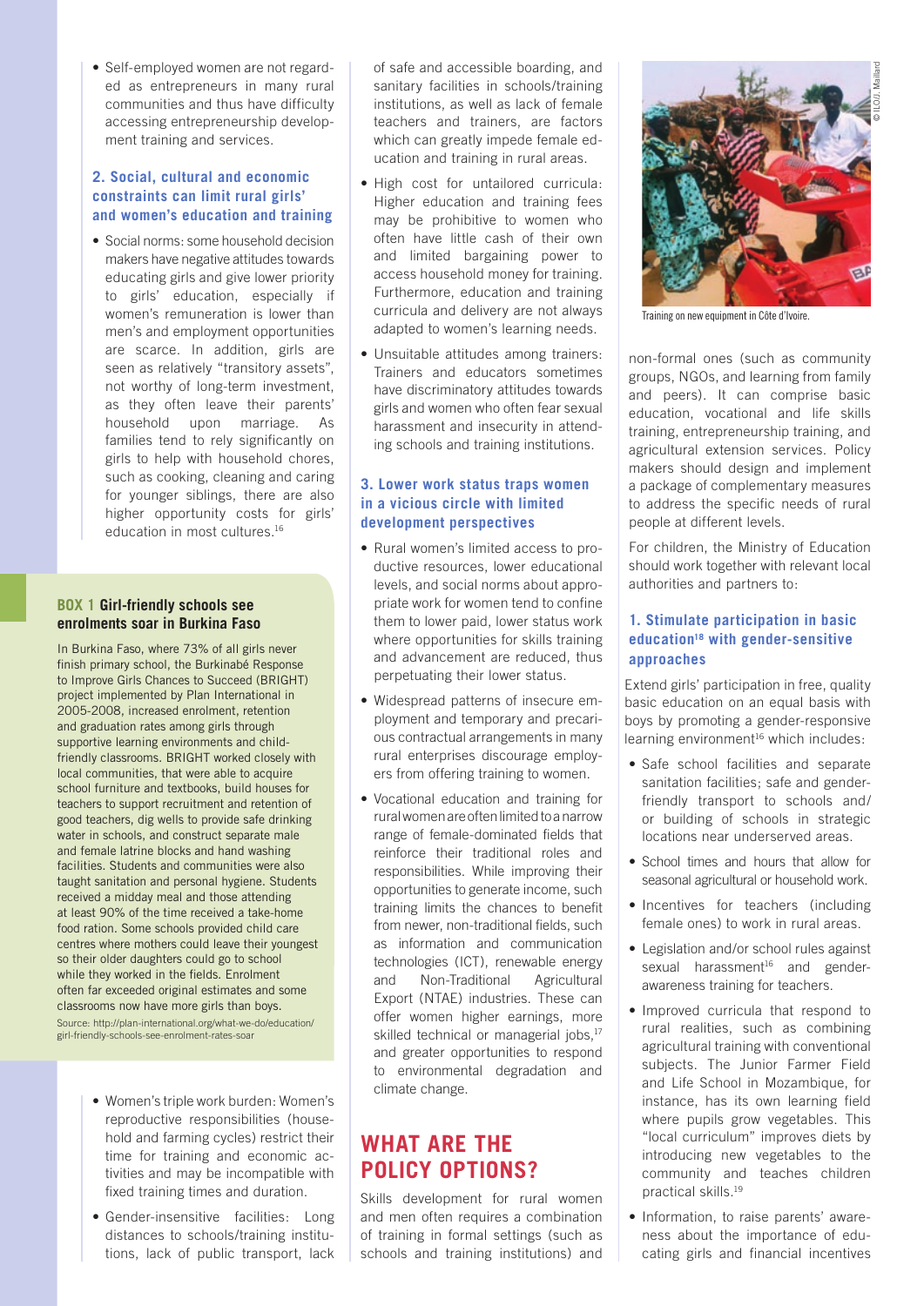- Self-employed women are not regarded as entrepreneurs in many rural communities and thus have difficulty accessing entrepreneurship development training and services.

### 2. Social, cultural and economic constraints can limit rural girls' and women's education and training

- Social norms: some household decision makers have negative attitudes towards educating girls and give lower priority to girls' education, especially if women's remuneration is lower than men's and employment opportunities are scarce. In addition, girls are seen as relatively "transitory assets", not worthy of long-term investment, as they often leave their parents' household upon marriage. As families tend to rely significantly on girls to help with household chores, such as cooking, cleaning and caring for younger siblings, there are also higher opportunity costs for girls' education in most cultures.[16]

> **BOX 1 Girl-friendly schools see enrolments soar in Burkina Faso**
>
> In Burkina Faso, where 73% of all girls never finish primary school, the Burkinabé Response to Improve Girls Chances to Succeed (BRIGHT) project implemented by Plan International in 2005-2008, increased enrolment, retention and graduation rates among girls through supportive learning environments and child-friendly classrooms. BRIGHT worked closely with local communities, that were able to acquire school furniture and textbooks, build houses for teachers to support recruitment and retention of good teachers, dig wells to provide safe drinking water in schools, and construct separate male and female latrine blocks and hand washing facilities. Students and communities were also taught sanitation and personal hygiene. Students received a midday meal and those attending at least 90% of the time received a take-home food ration. Some schools provided child care centres where mothers could leave their youngest so their older daughters could go to school while they worked in the fields. Enrolment often far exceeded original estimates and some classrooms now have more girls than boys.
>
> Source: http://plan-international.org/what-we-do/education/girl-friendly-schools-see-enrolment-rates-soar

- Women's triple work burden: Women's reproductive responsibilities (household and farming cycles) restrict their time for training and economic activities and may be incompatible with fixed training times and duration.
- Gender-insensitive facilities: Long distances to schools/training institutions, lack of public transport, lack of safe and accessible boarding, and sanitary facilities in schools/training institutions, as well as lack of female teachers and trainers, are factors which can greatly impede female education and training in rural areas.
- High cost for untailored curricula: Higher education and training fees may be prohibitive to women who often have little cash of their own and limited bargaining power to access household money for training. Furthermore, education and training curricula and delivery are not always adapted to women's learning needs.
- Unsuitable attitudes among trainers: Trainers and educators sometimes have discriminatory attitudes towards girls and women who often fear sexual harassment and insecurity in attending schools and training institutions.

### 3. Lower work status traps women in a vicious circle with limited development perspectives

- Rural women's limited access to productive resources, lower educational levels, and social norms about appropriate work for women tend to confine them to lower paid, lower status work where opportunities for skills training and advancement are reduced, thus perpetuating their lower status.
- Widespread patterns of insecure employment and temporary and precarious contractual arrangements in many rural enterprises discourage employers from offering training to women.
- Vocational education and training for rural women are often limited to a narrow range of female-dominated fields that reinforce their traditional roles and responsibilities. While improving their opportunities to generate income, such training limits the chances to benefit from newer, non-traditional fields, such as information and communication technologies (ICT), renewable energy and Non-Traditional Agricultural Export (NTAE) industries. These can offer women higher earnings, more skilled technical or managerial jobs,[17] and greater opportunities to respond to environmental degradation and climate change.

## WHAT ARE THE POLICY OPTIONS?

Skills development for rural women and men often requires a combination of training in formal settings (such as schools and training institutions) and non-formal ones (such as community groups, NGOs, and learning from family and peers). It can comprise basic education, vocational and life skills training, entrepreneurship training, and agricultural extension services. Policy makers should design and implement a package of complementary measures to address the specific needs of rural people at different levels.

© ILO/J. Maillard

Training on new equipment in Côte d'Ivoire.

For children, the Ministry of Education should work together with relevant local authorities and partners to:

### 1. Stimulate participation in basic education[18] with gender-sensitive approaches

Extend girls' participation in free, quality basic education on an equal basis with boys by promoting a gender-responsive learning environment[16] which includes:

- Safe school facilities and separate sanitation facilities; safe and gender-friendly transport to schools and/or building of schools in strategic locations near underserved areas.
- School times and hours that allow for seasonal agricultural or household work.
- Incentives for teachers (including female ones) to work in rural areas.
- Legislation and/or school rules against sexual harassment[16] and gender-awareness training for teachers.
- Improved curricula that respond to rural realities, such as combining agricultural training with conventional subjects. The Junior Farmer Field and Life School in Mozambique, for instance, has its own learning field where pupils grow vegetables. This "local curriculum" improves diets by introducing new vegetables to the community and teaches children practical skills.[19]
- Information, to raise parents' awareness about the importance of educating girls and financial incentives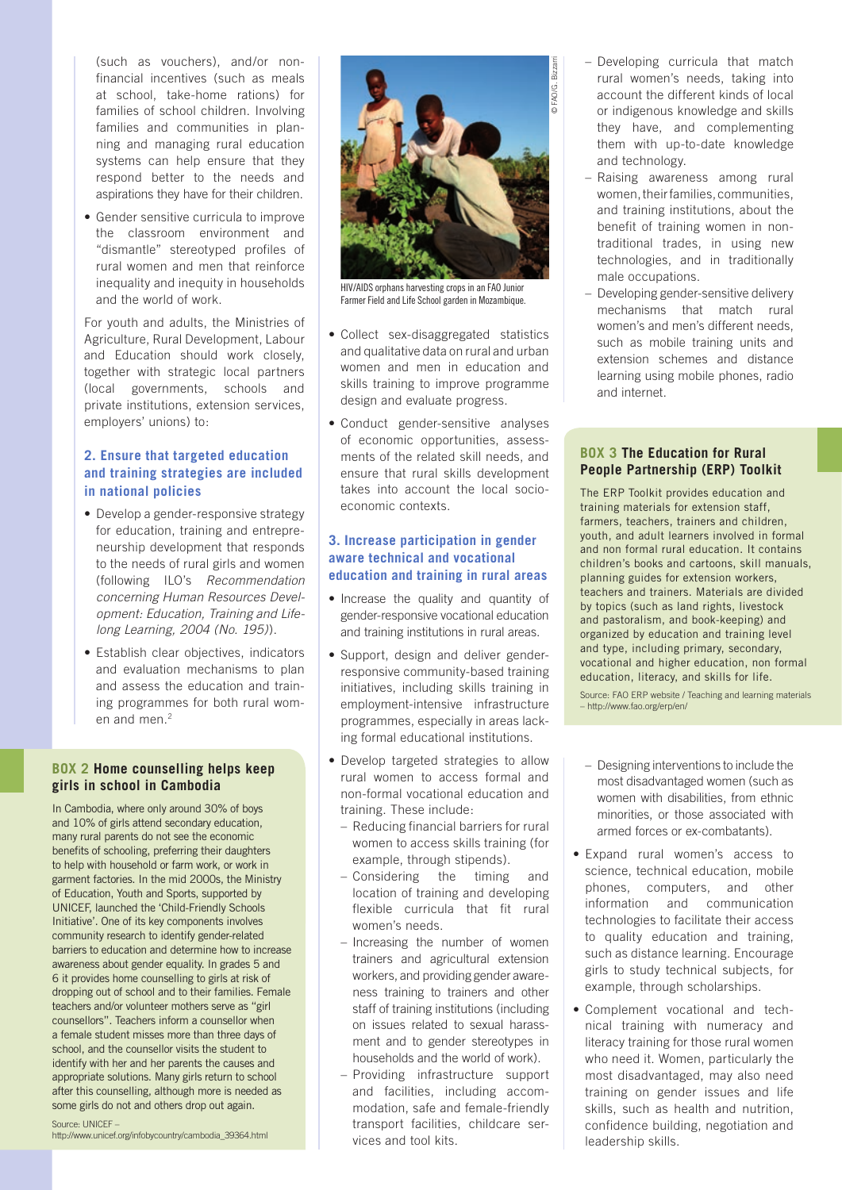(such as vouchers), and/or non-financial incentives (such as meals at school, take-home rations) for families of school children. Involving families and communities in planning and managing rural education systems can help ensure that they respond better to the needs and aspirations they have for their children.

- Gender sensitive curricula to improve the classroom environment and "dismantle" stereotyped profiles of rural women and men that reinforce inequality and inequity in households and the world of work.

For youth and adults, the Ministries of Agriculture, Rural Development, Labour and Education should work closely, together with strategic local partners (local governments, schools and private institutions, extension services, employers' unions) to:

### 2. Ensure that targeted education and training strategies are included in national policies

- Develop a gender-responsive strategy for education, training and entrepreneurship development that responds to the needs of rural girls and women (following ILO's *Recommendation concerning Human Resources Development: Education, Training and Lifelong Learning, 2004 (No. 195)*).
- Establish clear objectives, indicators and evaluation mechanisms to plan and assess the education and training programmes for both rural women and men.[2]

> **BOX 2 Home counselling helps keep girls in school in Cambodia**
>
> In Cambodia, where only around 30% of boys and 10% of girls attend secondary education, many rural parents do not see the economic benefits of schooling, preferring their daughters to help with household or farm work, or work in garment factories. In the mid 2000s, the Ministry of Education, Youth and Sports, supported by UNICEF, launched the 'Child-Friendly Schools Initiative'. One of its key components involves community research to identify gender-related barriers to education and determine how to increase awareness about gender equality. In grades 5 and 6 it provides home counselling to girls at risk of dropping out of school and to their families. Female teachers and/or volunteer mothers serve as "girl counsellors". Teachers inform a counsellor when a female student misses more than three days of school, and the counsellor visits the student to identify with her and her parents the causes and appropriate solutions. Many girls return to school after this counselling, although more is needed as some girls do not and others drop out again.
>
> Source: UNICEF – http://www.unicef.org/infobycountry/cambodia_39364.html

© FAO/G. Bizzarri

HIV/AIDS orphans harvesting crops in an FAO Junior Farmer Field and Life School garden in Mozambique.

- Collect sex-disaggregated statistics and qualitative data on rural and urban women and men in education and skills training to improve programme design and evaluate progress.
- Conduct gender-sensitive analyses of economic opportunities, assessments of the related skill needs, and ensure that rural skills development takes into account the local socio-economic contexts.

### 3. Increase participation in gender aware technical and vocational education and training in rural areas

- Increase the quality and quantity of gender-responsive vocational education and training institutions in rural areas.
- Support, design and deliver gender-responsive community-based training initiatives, including skills training in employment-intensive infrastructure programmes, especially in areas lacking formal educational institutions.
- Develop targeted strategies to allow rural women to access formal and non-formal vocational education and training. These include:
  - Reducing financial barriers for rural women to access skills training (for example, through stipends).
  - Considering the timing and location of training and developing flexible curricula that fit rural women's needs.
  - Increasing the number of women trainers and agricultural extension workers, and providing gender awareness training to trainers and other staff of training institutions (including on issues related to sexual harassment and to gender stereotypes in households and the world of work).
  - Providing infrastructure support and facilities, including accommodation, safe and female-friendly transport facilities, childcare services and tool kits.
  - Developing curricula that match rural women's needs, taking into account the different kinds of local or indigenous knowledge and skills they have, and complementing them with up-to-date knowledge and technology.
  - Raising awareness among rural women, their families, communities, and training institutions, about the benefit of training women in non-traditional trades, in using new technologies, and in traditionally male occupations.
  - Developing gender-sensitive delivery mechanisms that match rural women's and men's different needs, such as mobile training units and extension schemes and distance learning using mobile phones, radio and internet.
  - Designing interventions to include the most disadvantaged women (such as women with disabilities, from ethnic minorities, or those associated with armed forces or ex-combatants).
- Expand rural women's access to science, technical education, mobile phones, computers, and other information and communication technologies to facilitate their access to quality education and training, such as distance learning. Encourage girls to study technical subjects, for example, through scholarships.
- Complement vocational and technical training with numeracy and literacy training for those rural women who need it. Women, particularly the most disadvantaged, may also need training on gender issues and life skills, such as health and nutrition, confidence building, negotiation and leadership skills.

> **BOX 3 The Education for Rural People Partnership (ERP) Toolkit**
>
> The ERP Toolkit provides education and training materials for extension staff, farmers, teachers, trainers and children, youth, and adult learners involved in formal and non formal rural education. It contains children's books and cartoons, skill manuals, planning guides for extension workers, teachers and trainers. Materials are divided by topics (such as land rights, livestock and pastoralism, and book-keeping) and organized by education and training level and type, including primary, secondary, vocational and higher education, non formal education, literacy, and skills for life.
>
> Source: FAO ERP website / Teaching and learning materials – http://www.fao.org/erp/en/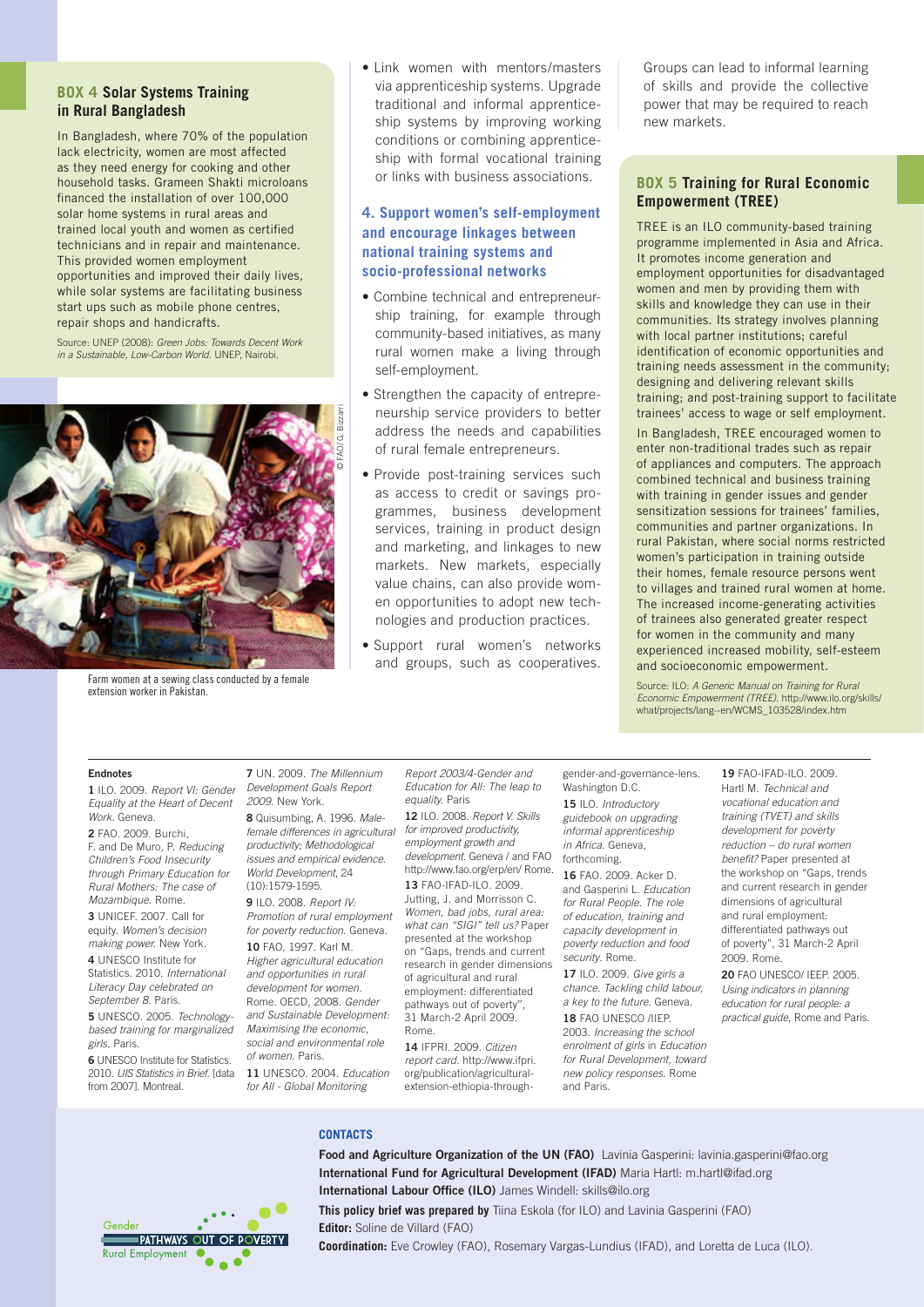### BOX 4 Solar Systems Training in Rural Bangladesh

In Bangladesh, where 70% of the population lack electricity, women are most affected as they need energy for cooking and other household tasks. Grameen Shakti microloans financed the installation of over 100,000 solar home systems in rural areas and trained local youth and women as certified technicians and in repair and maintenance. This provided women employment opportunities and improved their daily lives, while solar systems are facilitating business start ups such as mobile phone centres, repair shops and handicrafts.

Source: UNEP (2008): *Green Jobs: Towards Decent Work in a Sustainable, Low-Carbon World*. UNEP, Nairobi.

© FAO/ G. Bizzarri

Farm women at a sewing class conducted by a female extension worker in Pakistan.

- Link women with mentors/masters via apprenticeship systems. Upgrade traditional and informal apprenticeship systems by improving working conditions or combining apprenticeship with formal vocational training or links with business associations.

### 4. Support women's self-employment and encourage linkages between national training systems and socio-professional networks

- Combine technical and entrepreneurship training, for example through community-based initiatives, as many rural women make a living through self-employment.
- Strengthen the capacity of entrepreneurship service providers to better address the needs and capabilities of rural female entrepreneurs.
- Provide post-training services such as access to credit or savings programmes, business development services, training in product design and marketing, and linkages to new markets. New markets, especially value chains, can also provide women opportunities to adopt new technologies and production practices.
- Support rural women's networks and groups, such as cooperatives. Groups can lead to informal learning of skills and provide the collective power that may be required to reach new markets.

### BOX 5 Training for Rural Economic Empowerment (TREE)

TREE is an ILO community-based training programme implemented in Asia and Africa. It promotes income generation and employment opportunities for disadvantaged women and men by providing them with skills and knowledge they can use in their communities. Its strategy involves planning with local partner institutions; careful identification of economic opportunities and training needs assessment in the community; designing and delivering relevant skills training; and post-training support to facilitate trainees' access to wage or self employment.

In Bangladesh, TREE encouraged women to enter non-traditional trades such as repair of appliances and computers. The approach combined technical and business training with training in gender issues and gender sensitization sessions for trainees' families, communities and partner organizations. In rural Pakistan, where social norms restricted women's participation in training outside their homes, female resource persons went to villages and trained rural women at home. The increased income-generating activities of trainees also generated greater respect for women in the community and many experienced increased mobility, self-esteem and socioeconomic empowerment.

Source: ILO: *A Generic Manual on Training for Rural Economic Empowerment (TREE)*. http://www.ilo.org/skills/what/projects/lang--en/WCMS_103528/index.htm

#### Endnotes

**1** ILO. 2009. *Report VI: Gender Equality at the Heart of Decent Work*. Geneva.

**2** FAO. 2009. Burchi, F. and De Muro, P. *Reducing Children's Food Insecurity through Primary Education for Rural Mothers: The case of Mozambique*. Rome.

**3** UNICEF. 2007. Call for equity. *Women's decision making power*. New York.

**4** UNESCO Institute for Statistics. 2010. *International Literacy Day celebrated on September 8*. Paris.

**5** UNESCO. 2005. *Technology-based training for marginalized girls*. Paris.

**6** UNESCO Institute for Statistics. 2010. *UIS Statistics in Brief*. [data from 2007]. Montreal.

**7** UN. 2009. *The Millennium Development Goals Report 2009*. New York.

**8** Quisumbing, A. 1996. *Male-female differences in agricultural productivity; Methodological issues and empirical evidence. World Development*, 24 (10):1579-1595.

**9** ILO. 2008. *Report IV: Promotion of rural employment for poverty reduction*. Geneva.

**10** FAO, 1997. Karl M. *Higher agricultural education and opportunities in rural development for women*. Rome. OECD, 2008. *Gender and Sustainable Development: Maximising the economic, social and environmental role of women*. Paris.

**11** UNESCO. 2004. *Education for All - Global Monitoring Report 2003/4-Gender and Education for All: The leap to equality*. Paris

**12** ILO. 2008. *Report V. Skills for improved productivity, employment growth and development*. Geneva / and FAO http://www.fao.org/erp/en/ Rome.

**13** FAO-IFAD-ILO. 2009. Jutting, J. and Morrisson C. *Women, bad jobs, rural area: what can "SIGI" tell us?* Paper presented at the workshop on "Gaps, trends and current research in gender dimensions of agricultural and rural employment: differentiated pathways out of poverty", 31 March-2 April 2009. Rome.

**14** IFPRI. 2009. *Citizen report card*. http://www.ifpri.org/publication/agricultural-extension-ethiopia-through-gender-and-governance-lens. Washington D.C.

**15** ILO. *Introductory guidebook on upgrading informal apprenticeship in Africa*. Geneva, forthcoming.

**16** FAO. 2009. Acker D. and Gasperini L. *Education for Rural People. The role of education, training and capacity development in poverty reduction and food security*. Rome.

**17** ILO. 2009. *Give girls a chance. Tackling child labour, a key to the future*. Geneva.

**18** FAO UNESCO /IIEP. 2003. *Increasing the school enrolment of girls* in *Education for Rural Development, toward new policy responses*. Rome and Paris.

**19** FAO-IFAD-ILO. 2009. Hartl M. *Technical and vocational education and training (TVET) and skills development for poverty reduction – do rural women benefit?* Paper presented at the workshop on "Gaps, trends and current research in gender dimensions of agricultural and rural employment: differentiated pathways out of poverty", 31 March-2 April 2009. Rome.

**20** FAO UNESCO/ IEEP. 2005. *Using indicators in planning education for rural people: a practical guide*, Rome and Paris.

#### CONTACTS

**Food and Agriculture Organization of the UN (FAO)** Lavinia Gasperini: lavinia.gasperini@fao.org

**International Fund for Agricultural Development (IFAD)** Maria Hartl: m.hartl@ifad.org

**International Labour Office (ILO)** James Windell: skills@ilo.org

**This policy brief was prepared by** Tiina Eskola (for ILO) and Lavinia Gasperini (FAO)

**Editor:** Soline de Villard (FAO)

**Coordination:** Eve Crowley (FAO), Rosemary Vargas-Lundius (IFAD), and Loretta de Luca (ILO).

Gender PATHWAYS OUT OF POVERTY Rural Employment